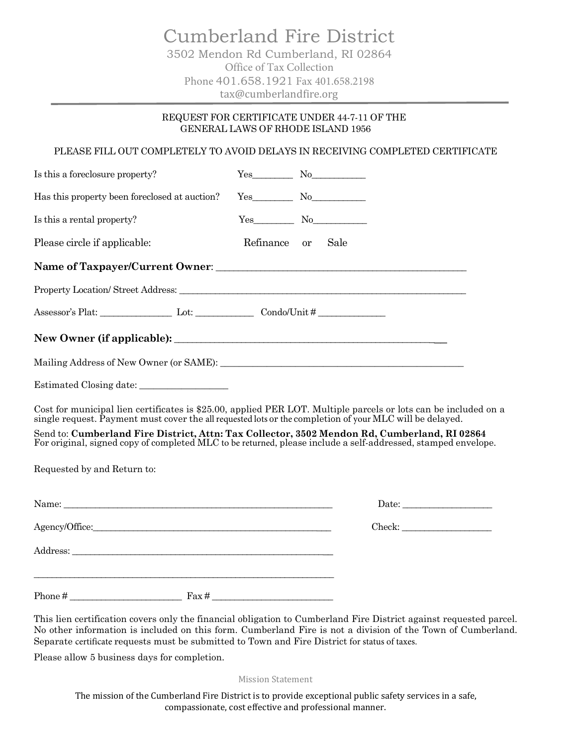# Cumberland Fire District

3502 Mendon Rd Cumberland, RI 02864
Office of Tax Collection
Phone 401.658.1921 Fax 401.658.2198
tax@cumberlandfire.org

---

REQUEST FOR CERTIFICATE UNDER 44-7-11 OF THE
GENERAL LAWS OF RHODE ISLAND 1956

PLEASE FILL OUT COMPLETELY TO AVOID DELAYS IN RECEIVING COMPLETED CERTIFICATE

Is this a foreclosure property? Yes________ No___________

Has this property been foreclosed at auction? Yes________ No___________

Is this a rental property? Yes________ No___________

Please circle if applicable: Refinance or Sale

**Name of Taxpayer/Current Owner**: ___________________________________________________

Property Location/ Street Address: ______________________________________________________________

Assessor's Plat: _______________ Lot: ____________ Condo/Unit # ______________

**New Owner (if applicable):** _______________________________________________________

Mailing Address of New Owner (or SAME): ___________________________________________________

Estimated Closing date: __________________

Cost for municipal lien certificates is $25.00, applied PER LOT. Multiple parcels or lots can be included on a single request. Payment must cover the all requested lots or the completion of your MLC will be delayed.

Send to: **Cumberland Fire District, Attn: Tax Collector, 3502 Mendon Rd, Cumberland, RI 02864**
For original, signed copy of completed MLC to be returned, please include a self-addressed, stamped envelope.

Requested by and Return to:

Name: ____________________________________________________________ Date: __________________

Agency/Office:_______________________________________________________ Check: __________________

Address: __________________________________________________________

____________________________________________________________________

Phone # _______________________ Fax # _________________________

This lien certification covers only the financial obligation to Cumberland Fire District against requested parcel. No other information is included on this form. Cumberland Fire is not a division of the Town of Cumberland. Separate certificate requests must be submitted to Town and Fire District for status of taxes.

Please allow 5 business days for completion.

Mission Statement

The mission of the Cumberland Fire District is to provide exceptional public safety services in a safe, compassionate, cost effective and professional manner.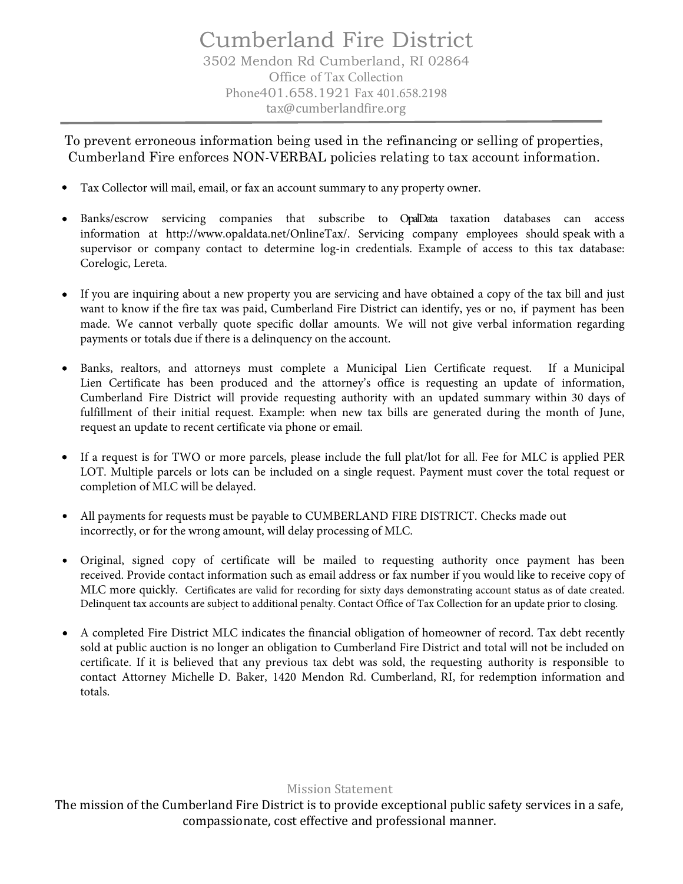# Cumberland Fire District

3502 Mendon Rd Cumberland, RI 02864
Office of Tax Collection
Phone401.658.1921 Fax 401.658.2198
tax@cumberlandfire.org

---

To prevent erroneous information being used in the refinancing or selling of properties, Cumberland Fire enforces NON-VERBAL policies relating to tax account information.

- Tax Collector will mail, email, or fax an account summary to any property owner.

- Banks/escrow servicing companies that subscribe to OpalData taxation databases can access information at http://www.opaldata.net/OnlineTax/. Servicing company employees should speak with a supervisor or company contact to determine log-in credentials. Example of access to this tax database: Corelogic, Lereta.

- If you are inquiring about a new property you are servicing and have obtained a copy of the tax bill and just want to know if the fire tax was paid, Cumberland Fire District can identify, yes or no, if payment has been made. We cannot verbally quote specific dollar amounts. We will not give verbal information regarding payments or totals due if there is a delinquency on the account.

- Banks, realtors, and attorneys must complete a Municipal Lien Certificate request. If a Municipal Lien Certificate has been produced and the attorney's office is requesting an update of information, Cumberland Fire District will provide requesting authority with an updated summary within 30 days of fulfillment of their initial request. Example: when new tax bills are generated during the month of June, request an update to recent certificate via phone or email.

- If a request is for TWO or more parcels, please include the full plat/lot for all. Fee for MLC is applied PER LOT. Multiple parcels or lots can be included on a single request. Payment must cover the total request or completion of MLC will be delayed.

- All payments for requests must be payable to CUMBERLAND FIRE DISTRICT. Checks made out incorrectly, or for the wrong amount, will delay processing of MLC.

- Original, signed copy of certificate will be mailed to requesting authority once payment has been received. Provide contact information such as email address or fax number if you would like to receive copy of MLC more quickly. Certificates are valid for recording for sixty days demonstrating account status as of date created. Delinquent tax accounts are subject to additional penalty. Contact Office of Tax Collection for an update prior to closing.

- A completed Fire District MLC indicates the financial obligation of homeowner of record. Tax debt recently sold at public auction is no longer an obligation to Cumberland Fire District and total will not be included on certificate. If it is believed that any previous tax debt was sold, the requesting authority is responsible to contact Attorney Michelle D. Baker, 1420 Mendon Rd. Cumberland, RI, for redemption information and totals.

Mission Statement

The mission of the Cumberland Fire District is to provide exceptional public safety services in a safe, compassionate, cost effective and professional manner.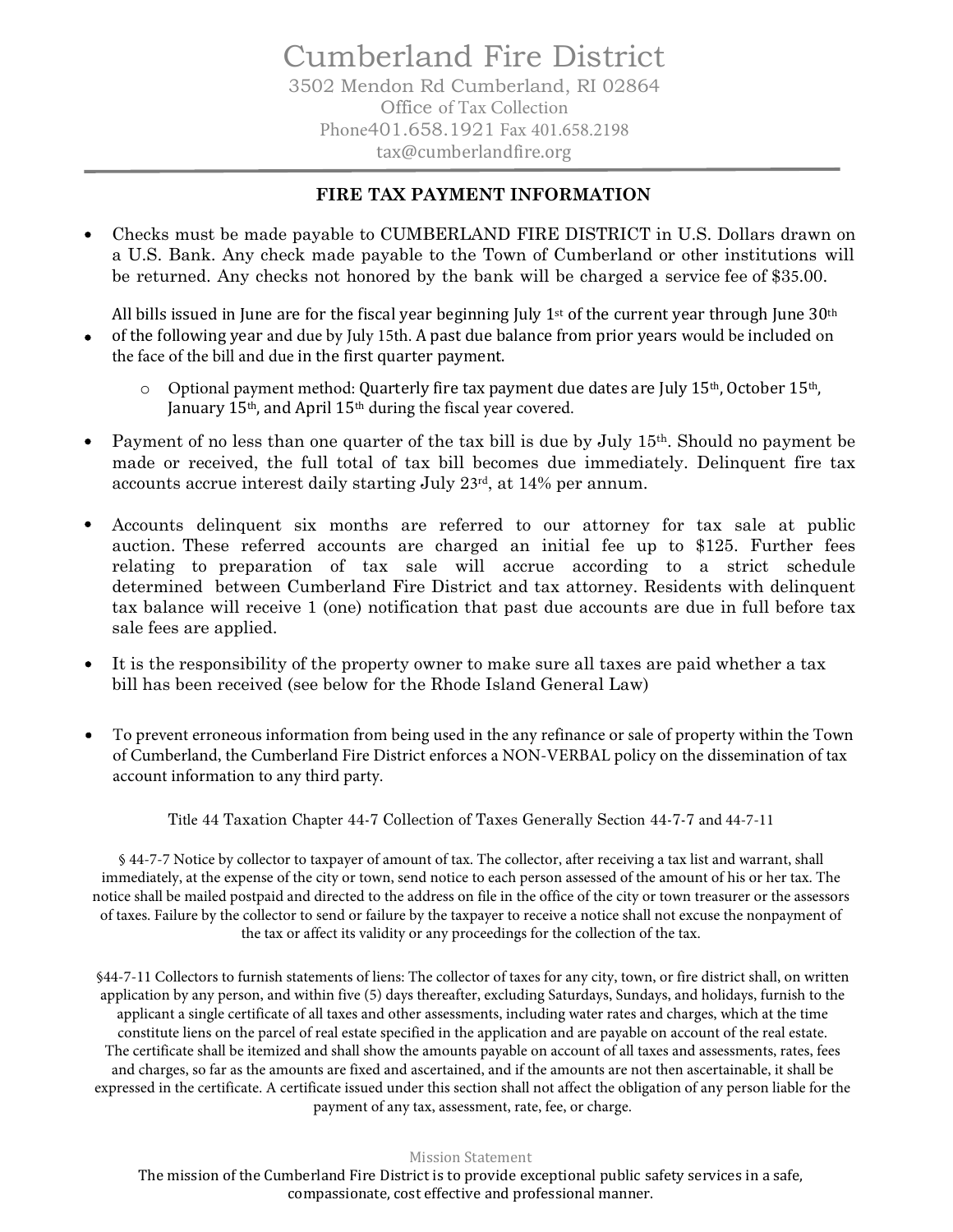# Cumberland Fire District

3502 Mendon Rd Cumberland, RI 02864
Office of Tax Collection
Phone401.658.1921 Fax 401.658.2198
tax@cumberlandfire.org

## FIRE TAX PAYMENT INFORMATION

- Checks must be made payable to CUMBERLAND FIRE DISTRICT in U.S. Dollars drawn on a U.S. Bank. Any check made payable to the Town of Cumberland or other institutions will be returned. Any checks not honored by the bank will be charged a service fee of $35.00.
- All bills issued in June are for the fiscal year beginning July 1st of the current year through June 30th of the following year and due by July 15th. A past due balance from prior years would be included on the face of the bill and due in the first quarter payment.
  - Optional payment method: Quarterly fire tax payment due dates are July 15th, October 15th, January 15th, and April 15th during the fiscal year covered.
- Payment of no less than one quarter of the tax bill is due by July 15th. Should no payment be made or received, the full total of tax bill becomes due immediately. Delinquent fire tax accounts accrue interest daily starting July 23rd, at 14% per annum.
- Accounts delinquent six months are referred to our attorney for tax sale at public auction. These referred accounts are charged an initial fee up to $125. Further fees relating to preparation of tax sale will accrue according to a strict schedule determined between Cumberland Fire District and tax attorney. Residents with delinquent tax balance will receive 1 (one) notification that past due accounts are due in full before tax sale fees are applied.
- It is the responsibility of the property owner to make sure all taxes are paid whether a tax bill has been received (see below for the Rhode Island General Law)
- To prevent erroneous information from being used in the any refinance or sale of property within the Town of Cumberland, the Cumberland Fire District enforces a NON-VERBAL policy on the dissemination of tax account information to any third party.

Title 44 Taxation Chapter 44-7 Collection of Taxes Generally Section 44-7-7 and 44-7-11

§ 44-7-7 Notice by collector to taxpayer of amount of tax. The collector, after receiving a tax list and warrant, shall immediately, at the expense of the city or town, send notice to each person assessed of the amount of his or her tax. The notice shall be mailed postpaid and directed to the address on file in the office of the city or town treasurer or the assessors of taxes. Failure by the collector to send or failure by the taxpayer to receive a notice shall not excuse the nonpayment of the tax or affect its validity or any proceedings for the collection of the tax.

§44-7-11 Collectors to furnish statements of liens: The collector of taxes for any city, town, or fire district shall, on written application by any person, and within five (5) days thereafter, excluding Saturdays, Sundays, and holidays, furnish to the applicant a single certificate of all taxes and other assessments, including water rates and charges, which at the time constitute liens on the parcel of real estate specified in the application and are payable on account of the real estate. The certificate shall be itemized and shall show the amounts payable on account of all taxes and assessments, rates, fees and charges, so far as the amounts are fixed and ascertained, and if the amounts are not then ascertainable, it shall be expressed in the certificate. A certificate issued under this section shall not affect the obligation of any person liable for the payment of any tax, assessment, rate, fee, or charge.

Mission Statement

The mission of the Cumberland Fire District is to provide exceptional public safety services in a safe, compassionate, cost effective and professional manner.